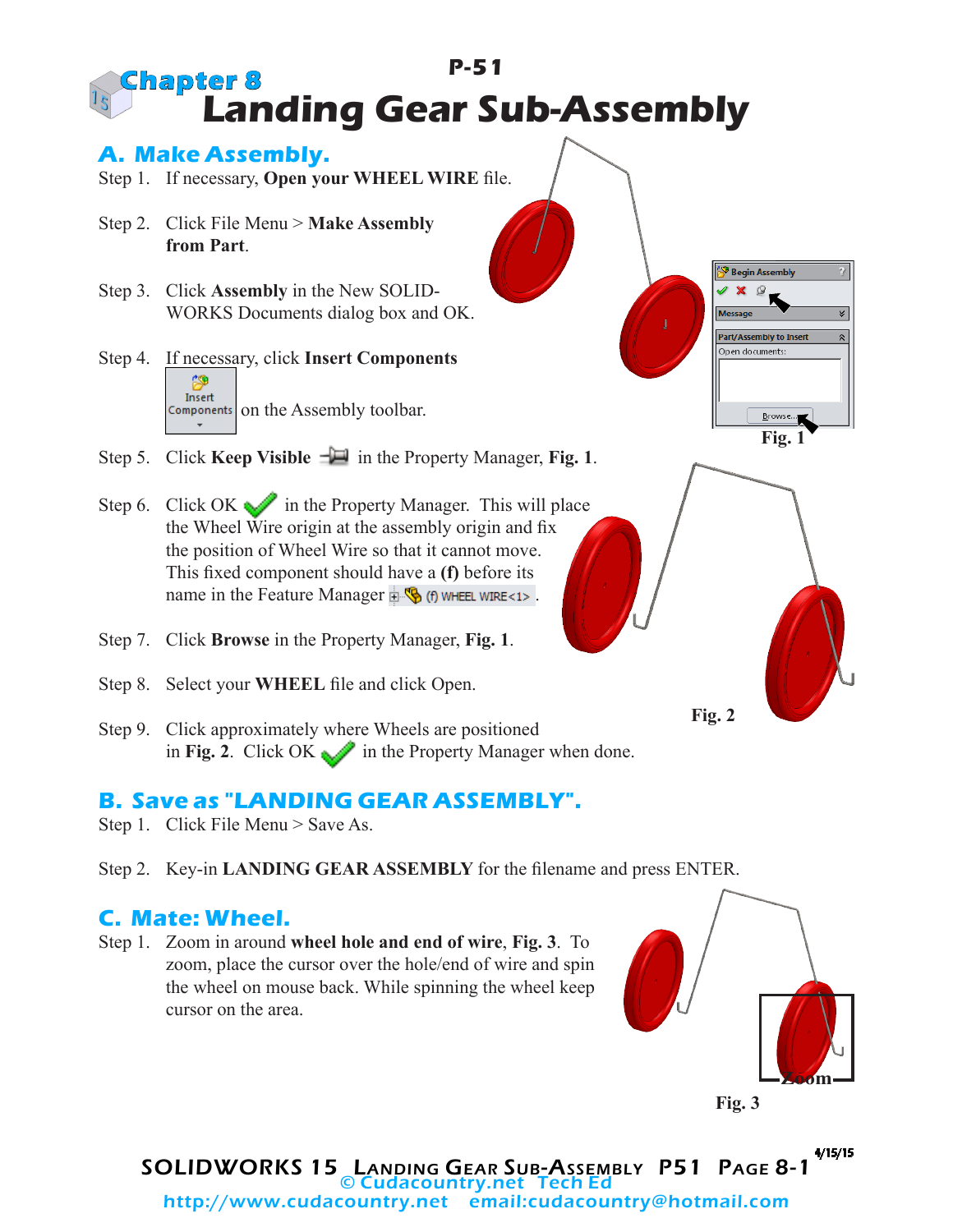# Chapter 8

# Landing Gear Sub-Assembly

P-51

## A. Make Assembly.

Step 1. If necessary, **Open your WHEEL WIRE** file.

Step 2. Click File Menu > **Make Assembly from Part**.

Step 3. Click **Assembly** in the New SOLID-WORKS Documents dialog box and OK.

Step 4. If necessary, click **Insert Components** on the Assembly toolbar.

Step 5. Click **Keep Visible** in the Property Manager, **Fig. 1**.

Step 6. Click OK in the Property Manager. This will place the Wheel Wire origin at the assembly origin and fix the position of Wheel Wire so that it cannot move. This fixed component should have a **(f)** before its name in the Feature Manager (f) WHEEL WIRE<1>.

Step 7. Click **Browse** in the Property Manager, **Fig. 1**.

Step 8. Select your **WHEEL** file and click Open.

Step 9. Click approximately where Wheels are positioned in **Fig. 2**. Click OK in the Property Manager when done.

Fig. 1

Fig. 2

## B. Save as "LANDING GEAR ASSEMBLY".

Step 1. Click File Menu > Save As.

Step 2. Key-in **LANDING GEAR ASSEMBLY** for the filename and press ENTER.

## C. Mate: Wheel.

Step 1. Zoom in around **wheel hole and end of wire**, **Fig. 3**. To zoom, place the cursor over the hole/end of wire and spin the wheel on mouse back. While spinning the wheel keep cursor on the area.

Fig. 3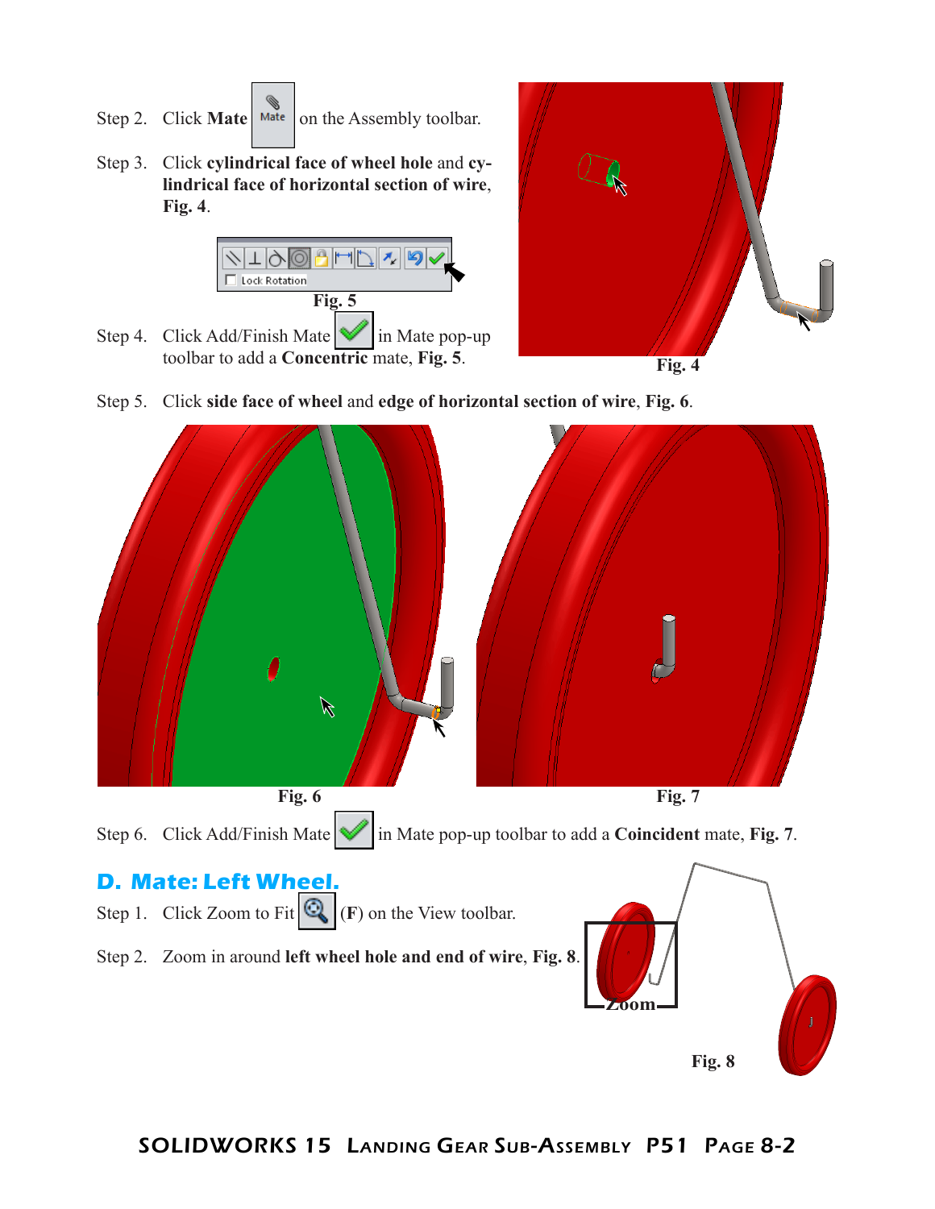Step 2. Click **Mate** on the Assembly toolbar.

Step 3. Click **cylindrical face of wheel hole** and **cylindrical face of horizontal section of wire**, **Fig. 4**.

Fig. 5

Step 4. Click Add/Finish Mate in Mate pop-up toolbar to add a **Concentric** mate, **Fig. 5**.

Fig. 4

Step 5. Click **side face of wheel** and **edge of horizontal section of wire**, **Fig. 6**.

Fig. 6

Fig. 7

Step 6. Click Add/Finish Mate in Mate pop-up toolbar to add a **Coincident** mate, **Fig. 7**.

## D. Mate: Left Wheel.

Step 1. Click Zoom to Fit (**F**) on the View toolbar.

Step 2. Zoom in around **left wheel hole and end of wire**, **Fig. 8**.

Zoom

Fig. 8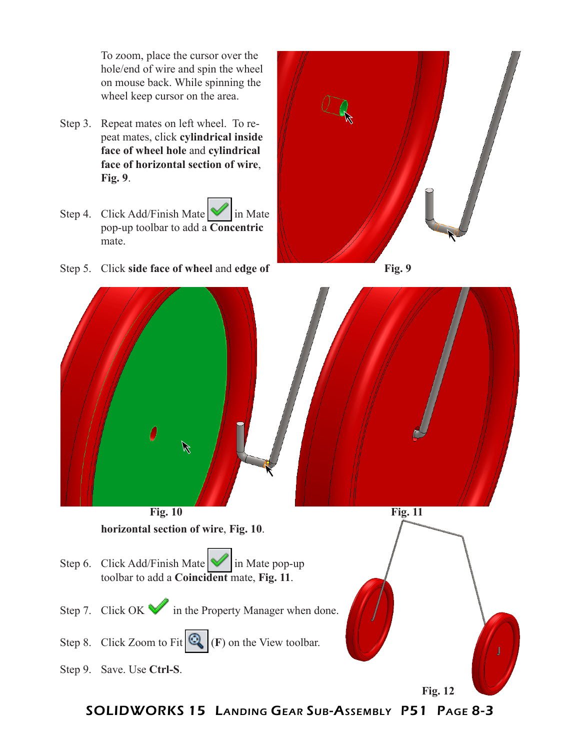To zoom, place the cursor over the hole/end of wire and spin the wheel on mouse back. While spinning the wheel keep cursor on the area.

Step 3. Repeat mates on left wheel. To repeat mates, click **cylindrical inside face of wheel hole** and **cylindrical face of horizontal section of wire**, **Fig. 9**.

Step 4. Click Add/Finish Mate in Mate pop-up toolbar to add a **Concentric** mate.

Step 5. Click **side face of wheel** and **edge of horizontal section of wire**, **Fig. 10**.

Fig. 9

Fig. 10

Fig. 11

Step 6. Click Add/Finish Mate in Mate pop-up toolbar to add a **Coincident** mate, **Fig. 11**.

Step 7. Click OK in the Property Manager when done.

Step 8. Click Zoom to Fit (**F**) on the View toolbar.

Step 9. Save. Use **Ctrl-S**.

Fig. 12